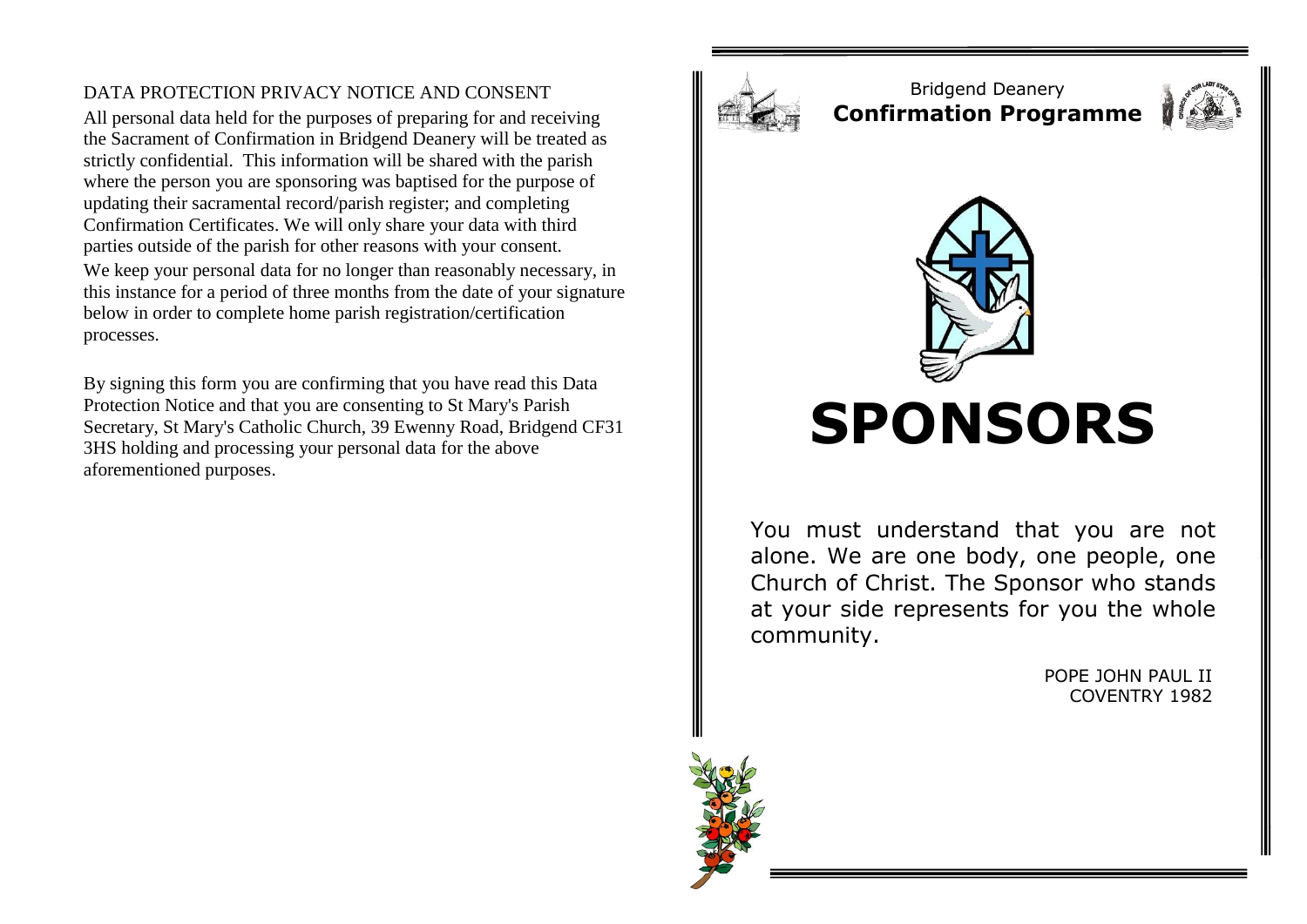## DATA PROTECTION PRIVACY NOTICE AND CONSENT

All personal data held for the purposes of preparing for and receiving the Sacrament of Confirmation in Bridgend Deanery will be treated as strictly confidential. This information will be shared with the parish where the person you are sponsoring was baptised for the purpose of updating their sacramental record/parish register; and completing Confirmation Certificates. We will only share your data with third parties outside of the parish for other reasons with your consent.

We keep your personal data for no longer than reasonably necessary, in this instance for a period of three months from the date of your signature below in order to complete home parish registration/certification processes.

By signing this form you are confirming that you have read this Data Protection Notice and that you are consenting to St Mary's Parish Secretary, St Mary's Catholic Church, 39 Ewenny Road, Bridgend CF31 3HS holding and processing your personal data for the above aforementioned purposes.

Bridgend Deanery

**Confirmation Programme**

# SPONSORS

You must understand that you are not alone. We are one body, one people, one Church of Christ. The Sponsor who stands at your side represents for you the whole community.

POPE JOHN PAUL II
COVENTRY 1982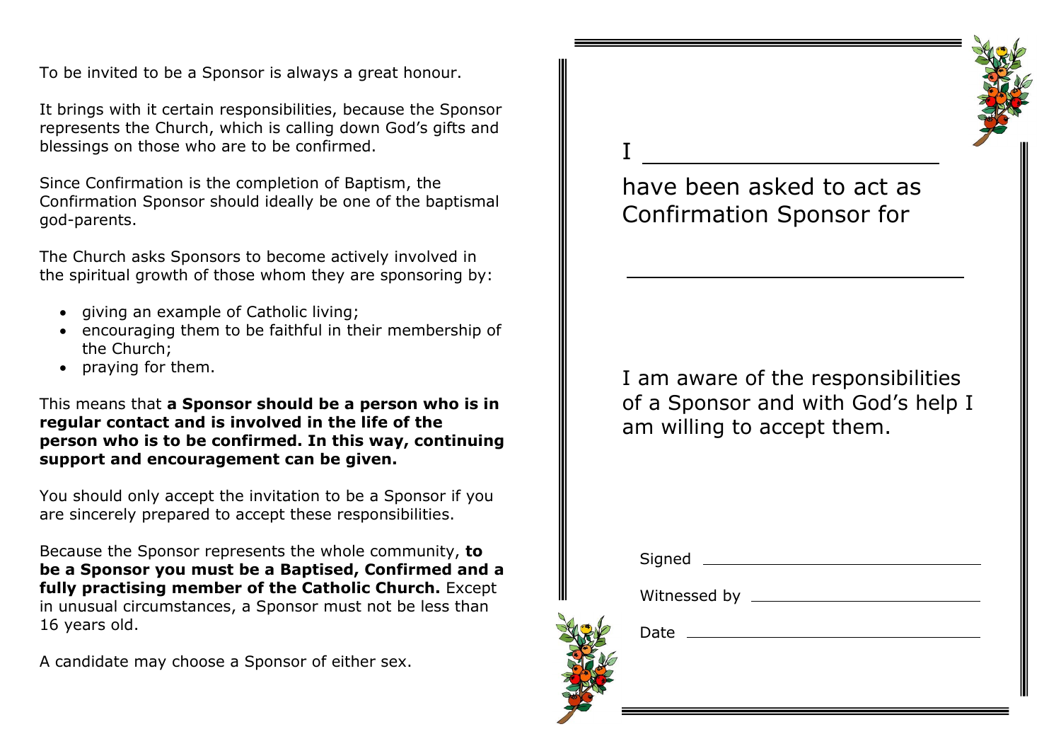To be invited to be a Sponsor is always a great honour.

It brings with it certain responsibilities, because the Sponsor represents the Church, which is calling down God's gifts and blessings on those who are to be confirmed.

Since Confirmation is the completion of Baptism, the Confirmation Sponsor should ideally be one of the baptismal god-parents.

The Church asks Sponsors to become actively involved in the spiritual growth of those whom they are sponsoring by:

- giving an example of Catholic living;
- encouraging them to be faithful in their membership of the Church;
- praying for them.

This means that **a Sponsor should be a person who is in regular contact and is involved in the life of the person who is to be confirmed. In this way, continuing support and encouragement can be given.**

You should only accept the invitation to be a Sponsor if you are sincerely prepared to accept these responsibilities.

Because the Sponsor represents the whole community, **to be a Sponsor you must be a Baptised, Confirmed and a fully practising member of the Catholic Church.** Except in unusual circumstances, a Sponsor must not be less than 16 years old.

A candidate may choose a Sponsor of either sex.

I ______________________

have been asked to act as Confirmation Sponsor for

______________________

I am aware of the responsibilities of a Sponsor and with God's help I am willing to accept them.

Signed ______________________

Witnessed by ______________________

Date ______________________